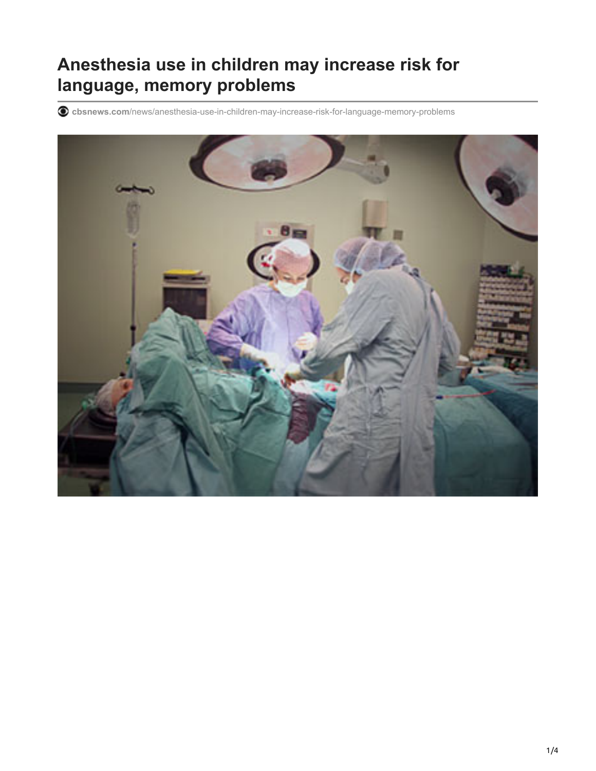# Anesthesia use in children may increase risk for language, memory problems

cbsnews.com/news/anesthesia-use-in-children-may-increase-risk-for-language-memory-problems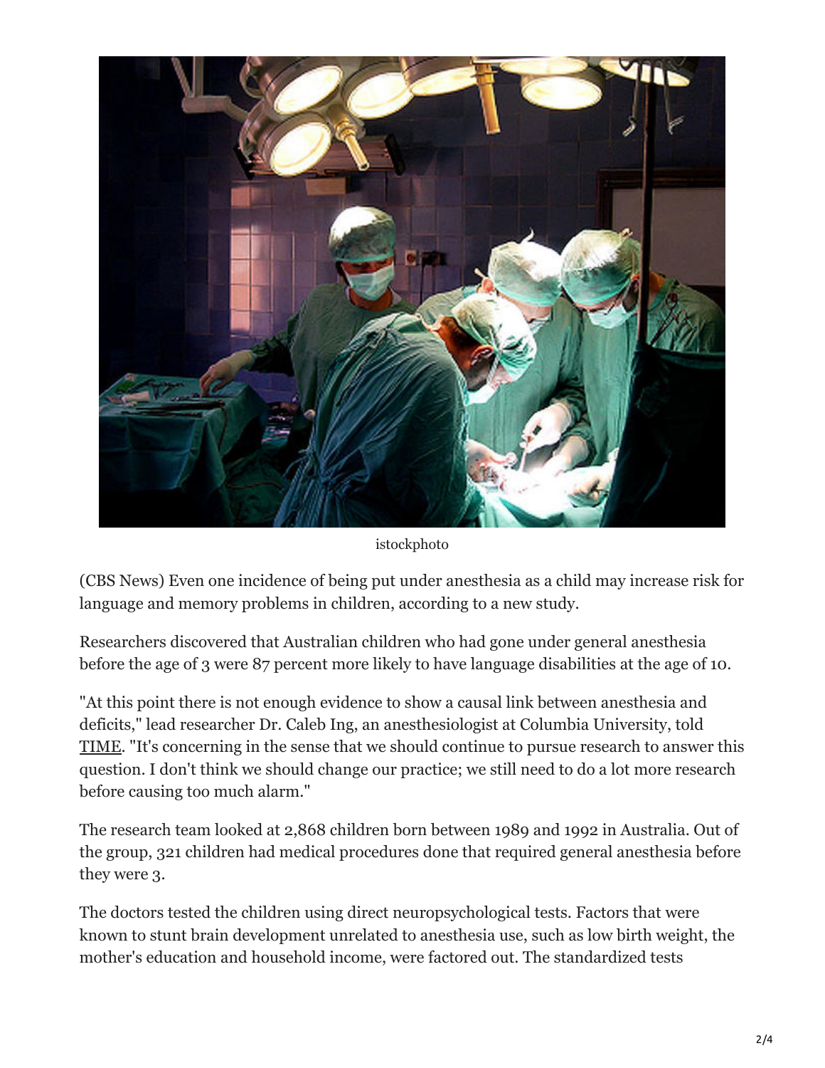istockphoto

(CBS News) Even one incidence of being put under anesthesia as a child may increase risk for language and memory problems in children, according to a new study.

Researchers discovered that Australian children who had gone under general anesthesia before the age of 3 were 87 percent more likely to have language disabilities at the age of 10.

"At this point there is not enough evidence to show a causal link between anesthesia and deficits," lead researcher Dr. Caleb Ing, an anesthesiologist at Columbia University, told TIME. "It's concerning in the sense that we should continue to pursue research to answer this question. I don't think we should change our practice; we still need to do a lot more research before causing too much alarm."

The research team looked at 2,868 children born between 1989 and 1992 in Australia. Out of the group, 321 children had medical procedures done that required general anesthesia before they were 3.

The doctors tested the children using direct neuropsychological tests. Factors that were known to stunt brain development unrelated to anesthesia use, such as low birth weight, the mother's education and household income, were factored out. The standardized tests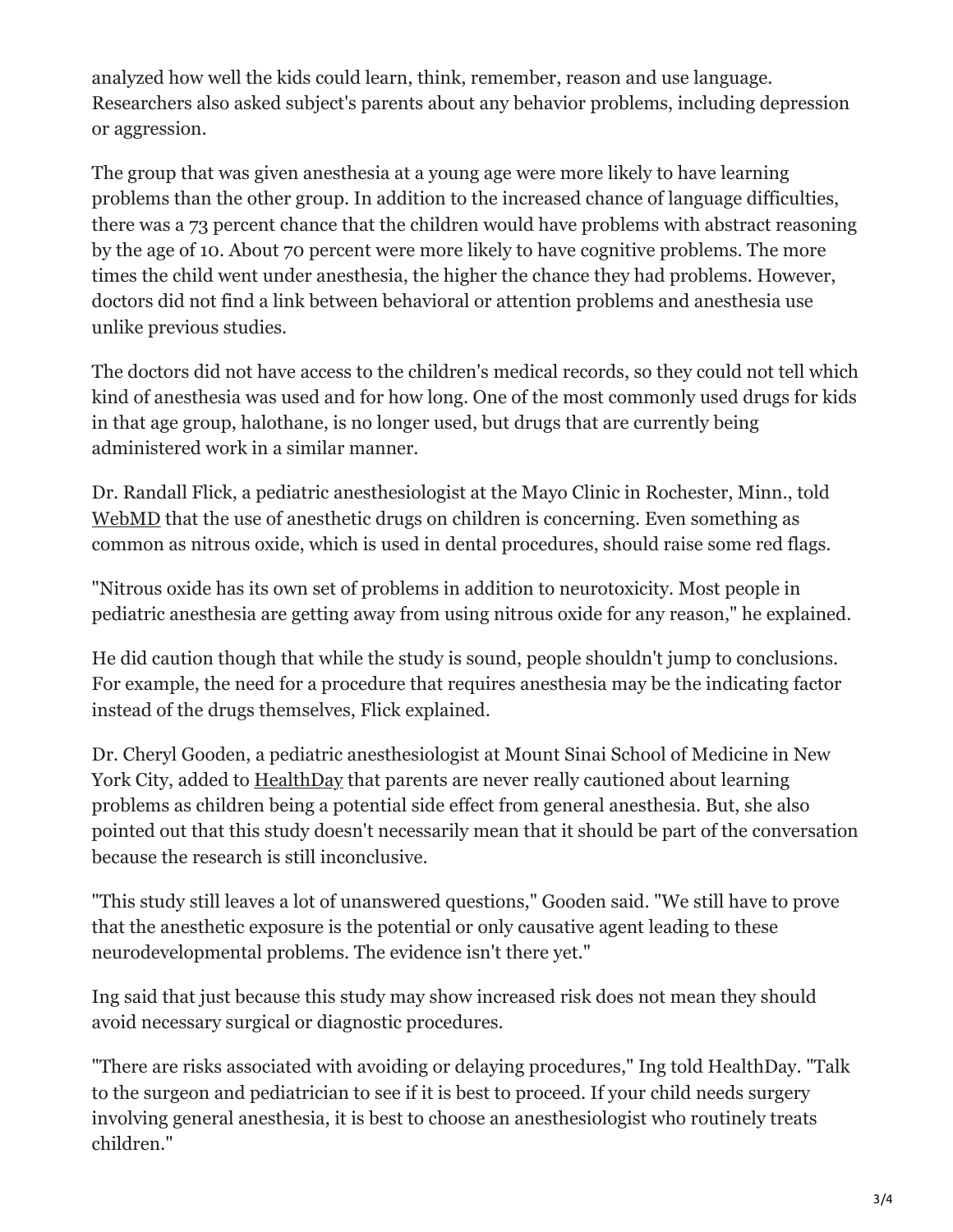analyzed how well the kids could learn, think, remember, reason and use language. Researchers also asked subject's parents about any behavior problems, including depression or aggression.

The group that was given anesthesia at a young age were more likely to have learning problems than the other group. In addition to the increased chance of language difficulties, there was a 73 percent chance that the children would have problems with abstract reasoning by the age of 10. About 70 percent were more likely to have cognitive problems. The more times the child went under anesthesia, the higher the chance they had problems. However, doctors did not find a link between behavioral or attention problems and anesthesia use unlike previous studies.

The doctors did not have access to the children's medical records, so they could not tell which kind of anesthesia was used and for how long. One of the most commonly used drugs for kids in that age group, halothane, is no longer used, but drugs that are currently being administered work in a similar manner.

Dr. Randall Flick, a pediatric anesthesiologist at the Mayo Clinic in Rochester, Minn., told WebMD that the use of anesthetic drugs on children is concerning. Even something as common as nitrous oxide, which is used in dental procedures, should raise some red flags.

"Nitrous oxide has its own set of problems in addition to neurotoxicity. Most people in pediatric anesthesia are getting away from using nitrous oxide for any reason," he explained.

He did caution though that while the study is sound, people shouldn't jump to conclusions. For example, the need for a procedure that requires anesthesia may be the indicating factor instead of the drugs themselves, Flick explained.

Dr. Cheryl Gooden, a pediatric anesthesiologist at Mount Sinai School of Medicine in New York City, added to HealthDay that parents are never really cautioned about learning problems as children being a potential side effect from general anesthesia. But, she also pointed out that this study doesn't necessarily mean that it should be part of the conversation because the research is still inconclusive.

"This study still leaves a lot of unanswered questions," Gooden said. "We still have to prove that the anesthetic exposure is the potential or only causative agent leading to these neurodevelopmental problems. The evidence isn't there yet."

Ing said that just because this study may show increased risk does not mean they should avoid necessary surgical or diagnostic procedures.

"There are risks associated with avoiding or delaying procedures," Ing told HealthDay. "Talk to the surgeon and pediatrician to see if it is best to proceed. If your child needs surgery involving general anesthesia, it is best to choose an anesthesiologist who routinely treats children."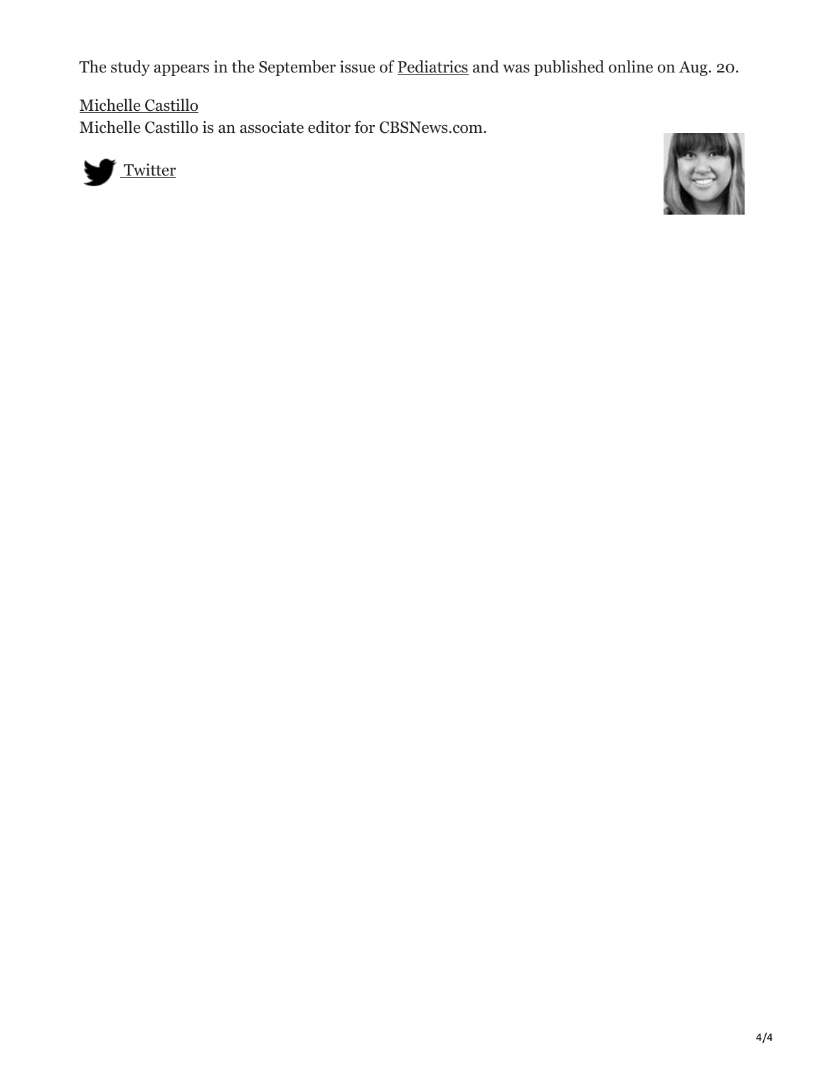The study appears in the September issue of Pediatrics and was published online on Aug. 20.

Michelle Castillo
Michelle Castillo is an associate editor for CBSNews.com.

Twitter